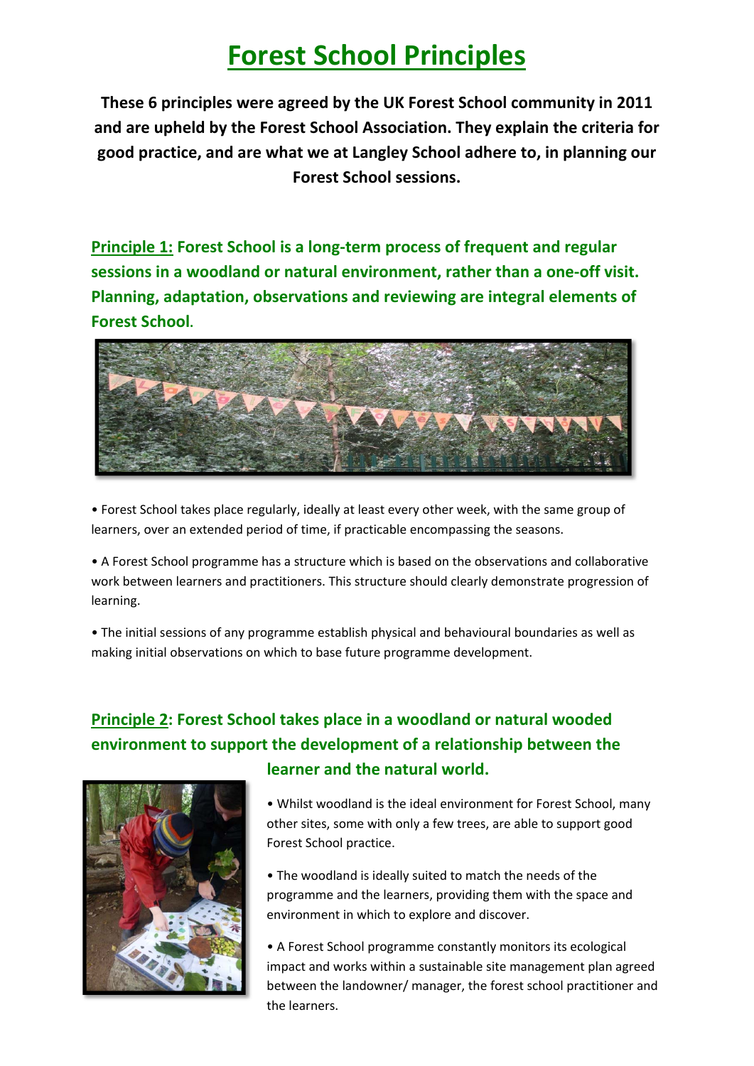# Forest School Principles

**These 6 principles were agreed by the UK Forest School community in 2011 and are upheld by the Forest School Association. They explain the criteria for good practice, and are what we at Langley School adhere to, in planning our Forest School sessions.**

## Principle 1: Forest School is a long-term process of frequent and regular sessions in a woodland or natural environment, rather than a one-off visit. Planning, adaptation, observations and reviewing are integral elements of Forest School.

- Forest School takes place regularly, ideally at least every other week, with the same group of learners, over an extended period of time, if practicable encompassing the seasons.
- A Forest School programme has a structure which is based on the observations and collaborative work between learners and practitioners. This structure should clearly demonstrate progression of learning.
- The initial sessions of any programme establish physical and behavioural boundaries as well as making initial observations on which to base future programme development.

## Principle 2: Forest School takes place in a woodland or natural wooded environment to support the development of a relationship between the learner and the natural world.

- Whilst woodland is the ideal environment for Forest School, many other sites, some with only a few trees, are able to support good Forest School practice.
- The woodland is ideally suited to match the needs of the programme and the learners, providing them with the space and environment in which to explore and discover.
- A Forest School programme constantly monitors its ecological impact and works within a sustainable site management plan agreed between the landowner/ manager, the forest school practitioner and the learners.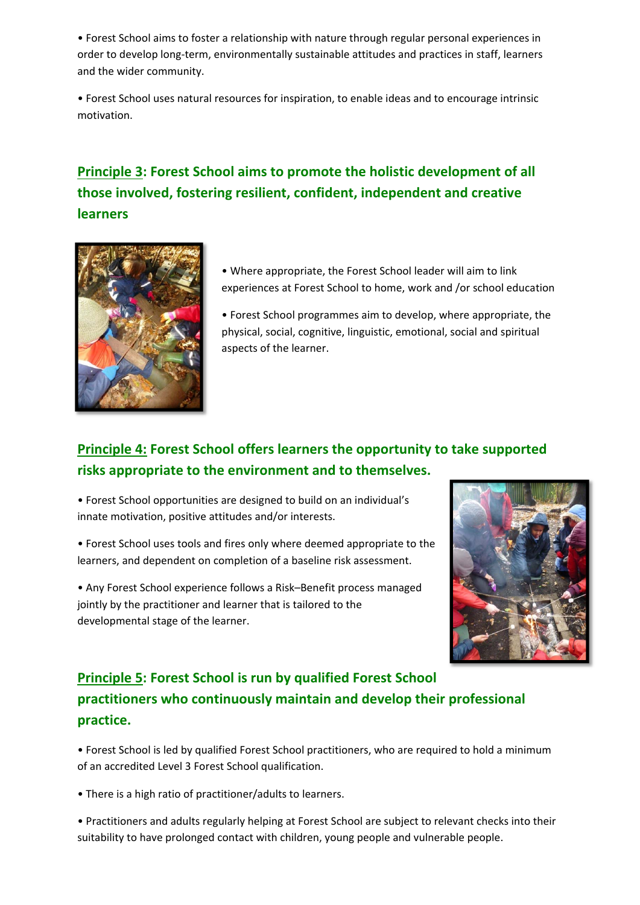- Forest School aims to foster a relationship with nature through regular personal experiences in order to develop long-term, environmentally sustainable attitudes and practices in staff, learners and the wider community.

- Forest School uses natural resources for inspiration, to enable ideas and to encourage intrinsic motivation.

## Principle 3: Forest School aims to promote the holistic development of all those involved, fostering resilient, confident, independent and creative learners

- Where appropriate, the Forest School leader will aim to link experiences at Forest School to home, work and /or school education

- Forest School programmes aim to develop, where appropriate, the physical, social, cognitive, linguistic, emotional, social and spiritual aspects of the learner.

## Principle 4: Forest School offers learners the opportunity to take supported risks appropriate to the environment and to themselves.

- Forest School opportunities are designed to build on an individual's innate motivation, positive attitudes and/or interests.

- Forest School uses tools and fires only where deemed appropriate to the learners, and dependent on completion of a baseline risk assessment.

- Any Forest School experience follows a Risk–Benefit process managed jointly by the practitioner and learner that is tailored to the developmental stage of the learner.

## Principle 5: Forest School is run by qualified Forest School practitioners who continuously maintain and develop their professional practice.

- Forest School is led by qualified Forest School practitioners, who are required to hold a minimum of an accredited Level 3 Forest School qualification.

- There is a high ratio of practitioner/adults to learners.

- Practitioners and adults regularly helping at Forest School are subject to relevant checks into their suitability to have prolonged contact with children, young people and vulnerable people.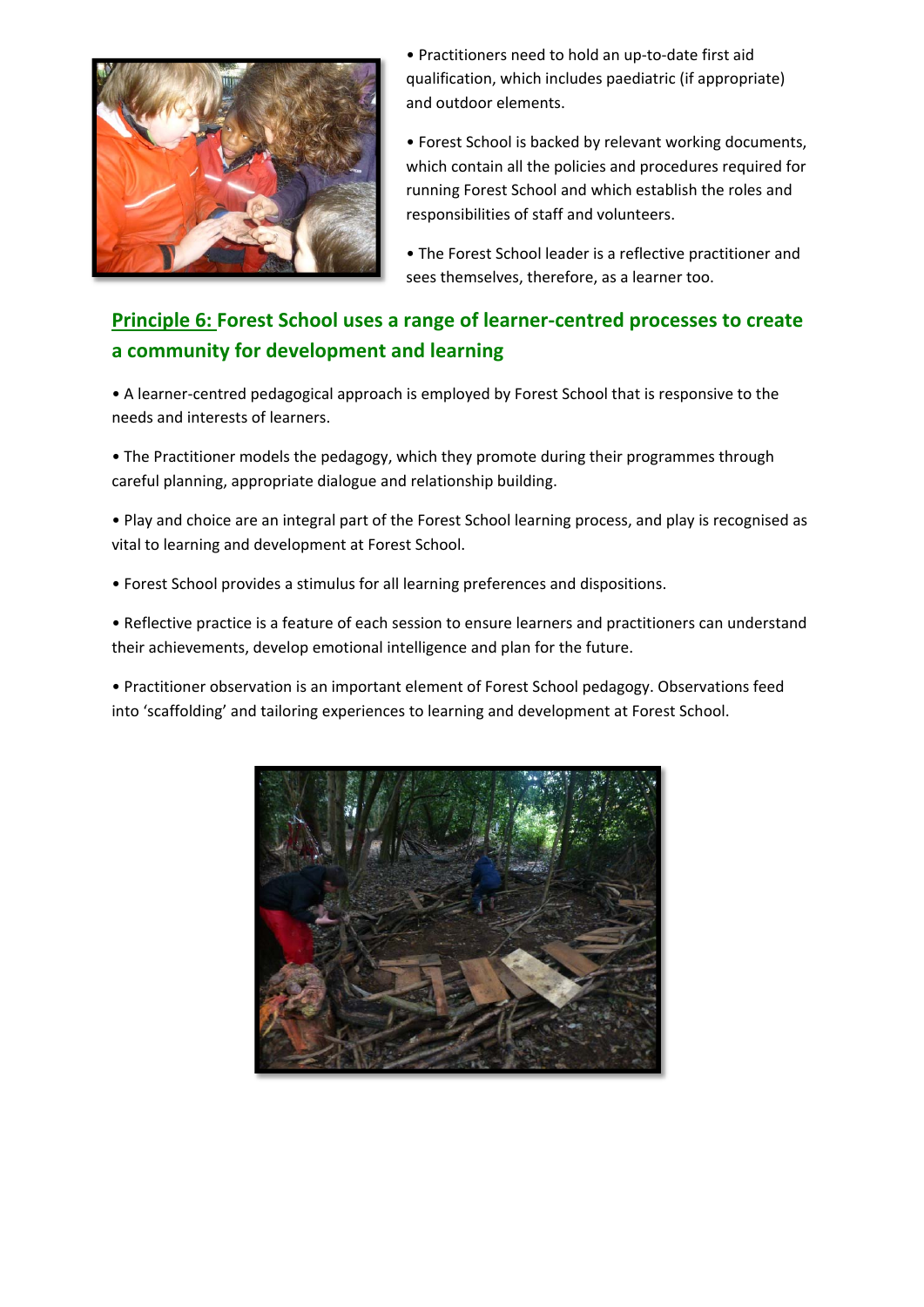- Practitioners need to hold an up-to-date first aid qualification, which includes paediatric (if appropriate) and outdoor elements.

- Forest School is backed by relevant working documents, which contain all the policies and procedures required for running Forest School and which establish the roles and responsibilities of staff and volunteers.

- The Forest School leader is a reflective practitioner and sees themselves, therefore, as a learner too.

## Principle 6: Forest School uses a range of learner-centred processes to create a community for development and learning

- A learner-centred pedagogical approach is employed by Forest School that is responsive to the needs and interests of learners.

- The Practitioner models the pedagogy, which they promote during their programmes through careful planning, appropriate dialogue and relationship building.

- Play and choice are an integral part of the Forest School learning process, and play is recognised as vital to learning and development at Forest School.

- Forest School provides a stimulus for all learning preferences and dispositions.

- Reflective practice is a feature of each session to ensure learners and practitioners can understand their achievements, develop emotional intelligence and plan for the future.

- Practitioner observation is an important element of Forest School pedagogy. Observations feed into 'scaffolding' and tailoring experiences to learning and development at Forest School.